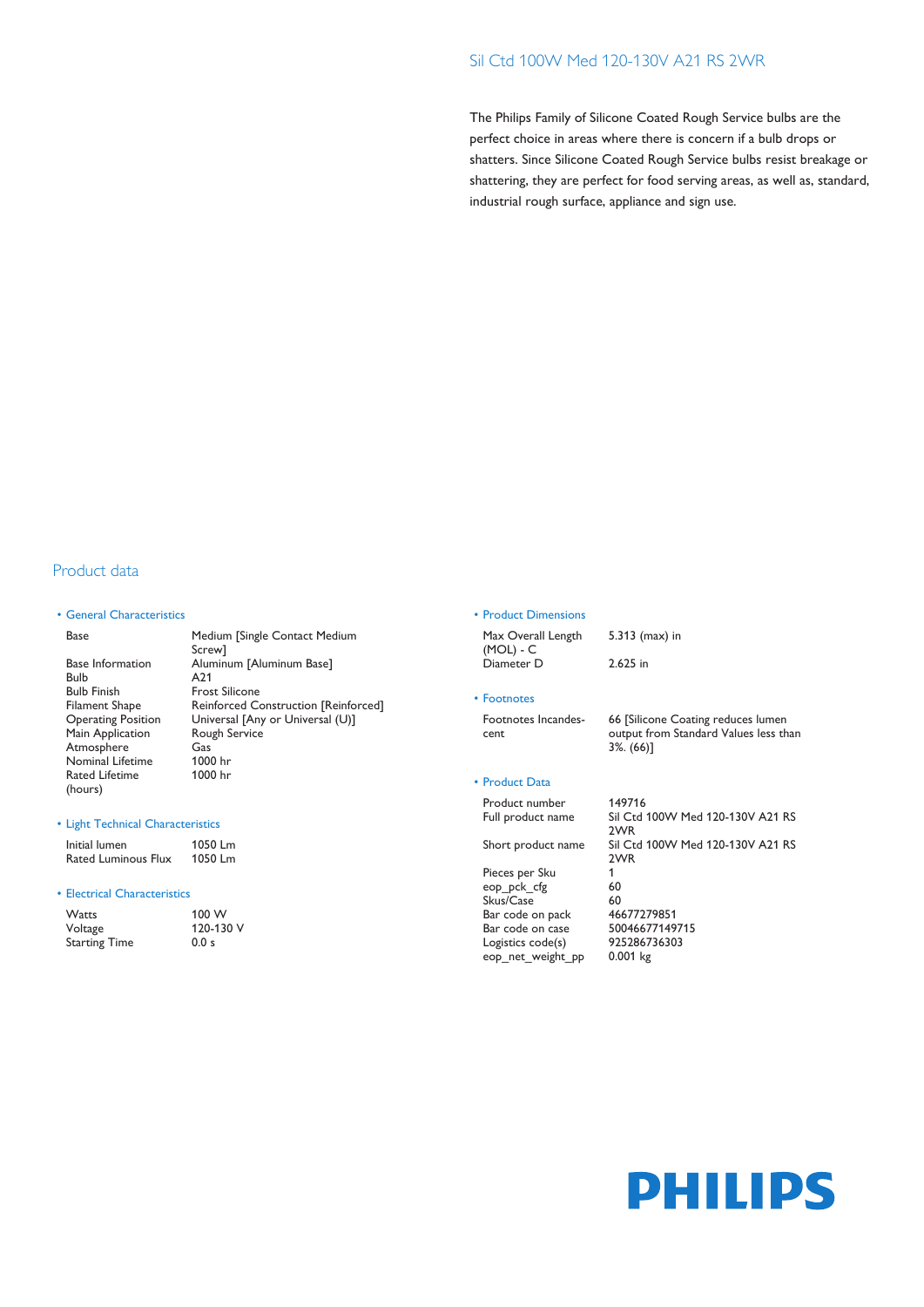## Sil Ctd 100W Med 120-130V A21 RS 2WR

The Philips Family of Silicone Coated Rough Service bulbs are the perfect choice in areas where there is concern if a bulb drops or shatters. Since Silicone Coated Rough Service bulbs resist breakage or shattering, they are perfect for food serving areas, as well as, standard, industrial rough surface, appliance and sign use.

## Product data

### • General Characteristics

| | |
|---|---|
| Base | Medium [Single Contact Medium Screw] |
| Base Information | Aluminum [Aluminum Base] |
| Bulb | A21 |
| Bulb Finish | Frost Silicone |
| Filament Shape | Reinforced Construction [Reinforced] |
| Operating Position | Universal [Any or Universal (U)] |
| Main Application | Rough Service |
| Atmosphere | Gas |
| Nominal Lifetime | 1000 hr |
| Rated Lifetime (hours) | 1000 hr |

### • Light Technical Characteristics

| | |
|---|---|
| Initial lumen | 1050 Lm |
| Rated Luminous Flux | 1050 Lm |

### • Electrical Characteristics

| | |
|---|---|
| Watts | 100 W |
| Voltage | 120-130 V |
| Starting Time | 0.0 s |

### • Product Dimensions

| | |
|---|---|
| Max Overall Length (MOL) - C | 5.313 (max) in |
| Diameter D | 2.625 in |

### • Footnotes

| | |
|---|---|
| Footnotes Incandescent | 66 [Silicone Coating reduces lumen output from Standard Values less than 3%. (66)] |

### • Product Data

| | |
|---|---|
| Product number | 149716 |
| Full product name | Sil Ctd 100W Med 120-130V A21 RS 2WR |
| Short product name | Sil Ctd 100W Med 120-130V A21 RS 2WR |
| Pieces per Sku | 1 |
| eop_pck_cfg | 60 |
| Skus/Case | 60 |
| Bar code on pack | 46677279851 |
| Bar code on case | 50046677149715 |
| Logistics code(s) | 925286736303 |
| eop_net_weight_pp | 0.001 kg |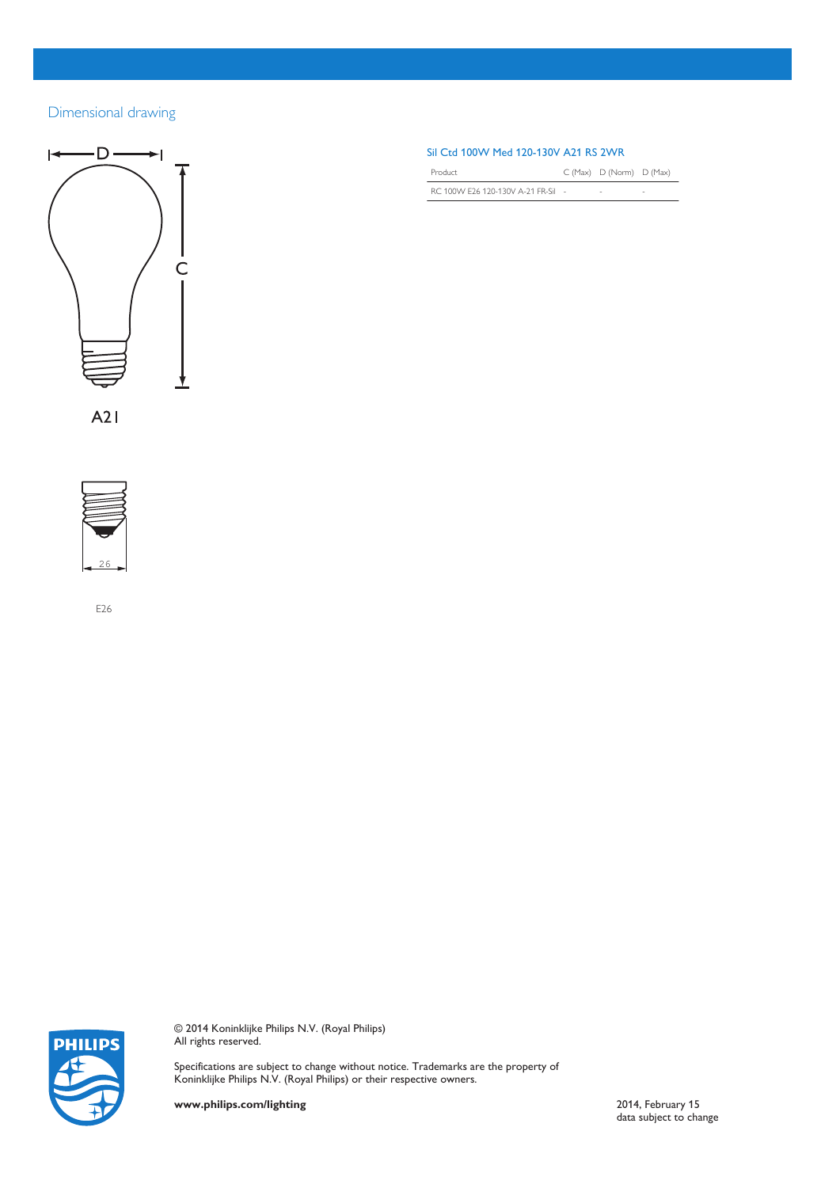## Dimensional drawing

D

C

A21

26

E26

### Sil Ctd 100W Med 120-130V A21 RS 2WR

| Product | C (Max) | D (Norm) | D (Max) |
| --- | --- | --- | --- |
| RC 100W E26 120-130V A-21 FR-Sil | - | - | - |

© 2014 Koninklijke Philips N.V. (Royal Philips)
All rights reserved.

Specifications are subject to change without notice. Trademarks are the property of Koninklijke Philips N.V. (Royal Philips) or their respective owners.

**www.philips.com/lighting**

2014, February 15
data subject to change